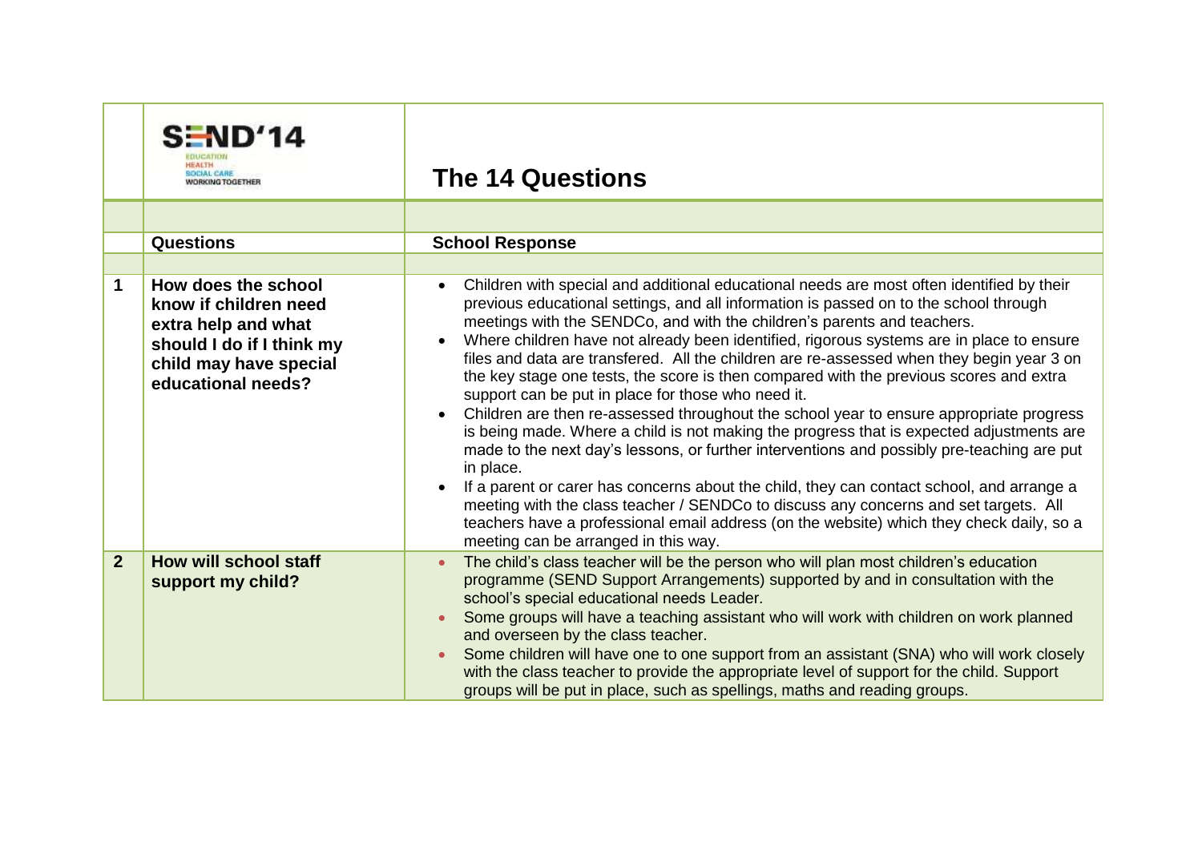| | SEND'14 EDUCATION HEALTH SOCIAL CARE WORKING TOGETHER | **The 14 Questions** |
|---|---|---|
| | | |
| | **Questions** | **School Response** |
| | | |
| **1** | **How does the school know if children need extra help and what should I do if I think my child may have special educational needs?** | • Children with special and additional educational needs are most often identified by their previous educational settings, and all information is passed on to the school through meetings with the SENDCo, and with the children's parents and teachers.<br>• Where children have not already been identified, rigorous systems are in place to ensure files and data are transfered. All the children are re-assessed when they begin year 3 on the key stage one tests, the score is then compared with the previous scores and extra support can be put in place for those who need it.<br>• Children are then re-assessed throughout the school year to ensure appropriate progress is being made. Where a child is not making the progress that is expected adjustments are made to the next day's lessons, or further interventions and possibly pre-teaching are put in place.<br>• If a parent or carer has concerns about the child, they can contact school, and arrange a meeting with the class teacher / SENDCo to discuss any concerns and set targets. All teachers have a professional email address (on the website) which they check daily, so a meeting can be arranged in this way. |
| **2** | **How will school staff support my child?** | • The child's class teacher will be the person who will plan most children's education programme (SEND Support Arrangements) supported by and in consultation with the school's special educational needs Leader.<br>• Some groups will have a teaching assistant who will work with children on work planned and overseen by the class teacher.<br>• Some children will have one to one support from an assistant (SNA) who will work closely with the class teacher to provide the appropriate level of support for the child. Support groups will be put in place, such as spellings, maths and reading groups. |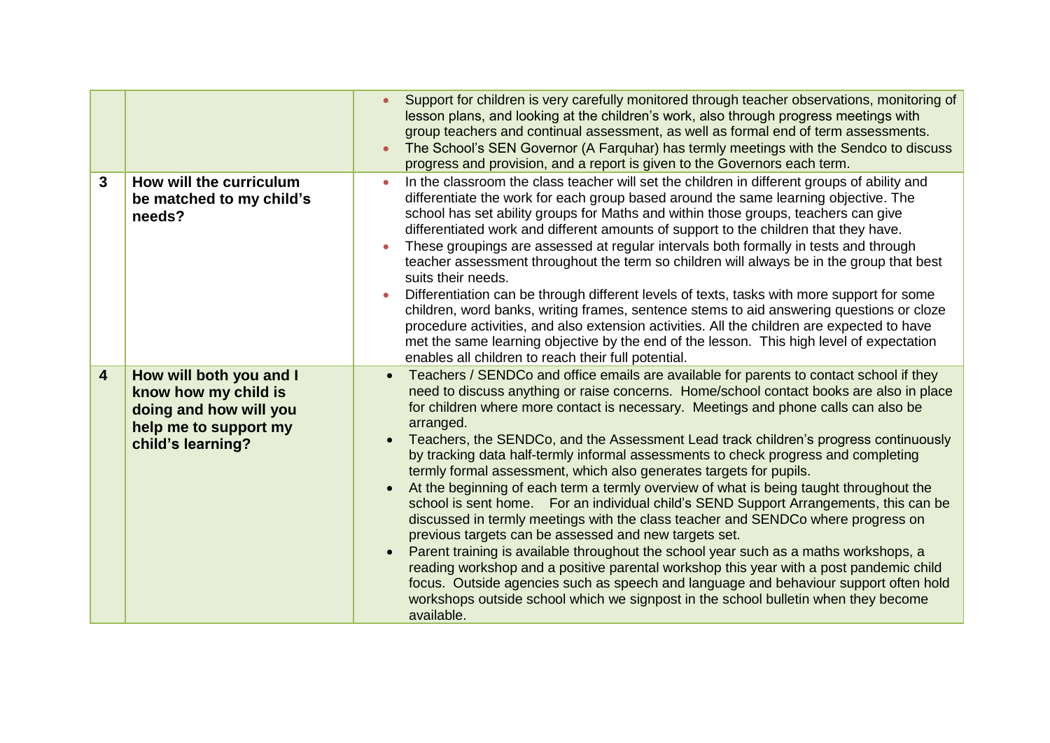| | | |
|---|---|---|
| | | • Support for children is very carefully monitored through teacher observations, monitoring of lesson plans, and looking at the children's work, also through progress meetings with group teachers and continual assessment, as well as formal end of term assessments.<br>• The School's SEN Governor (A Farquhar) has termly meetings with the Sendco to discuss progress and provision, and a report is given to the Governors each term. |
| **3** | **How will the curriculum be matched to my child's needs?** | • In the classroom the class teacher will set the children in different groups of ability and differentiate the work for each group based around the same learning objective. The school has set ability groups for Maths and within those groups, teachers can give differentiated work and different amounts of support to the children that they have.<br>• These groupings are assessed at regular intervals both formally in tests and through teacher assessment throughout the term so children will always be in the group that best suits their needs.<br>• Differentiation can be through different levels of texts, tasks with more support for some children, word banks, writing frames, sentence stems to aid answering questions or cloze procedure activities, and also extension activities. All the children are expected to have met the same learning objective by the end of the lesson. This high level of expectation enables all children to reach their full potential. |
| **4** | **How will both you and I know how my child is doing and how will you help me to support my child's learning?** | • Teachers / SENDCo and office emails are available for parents to contact school if they need to discuss anything or raise concerns. Home/school contact books are also in place for children where more contact is necessary. Meetings and phone calls can also be arranged.<br>• Teachers, the SENDCo, and the Assessment Lead track children's progress continuously by tracking data half-termly informal assessments to check progress and completing termly formal assessment, which also generates targets for pupils.<br>• At the beginning of each term a termly overview of what is being taught throughout the school is sent home. For an individual child's SEND Support Arrangements, this can be discussed in termly meetings with the class teacher and SENDCo where progress on previous targets can be assessed and new targets set.<br>• Parent training is available throughout the school year such as a maths workshops, a reading workshop and a positive parental workshop this year with a post pandemic child focus. Outside agencies such as speech and language and behaviour support often hold workshops outside school which we signpost in the school bulletin when they become available. |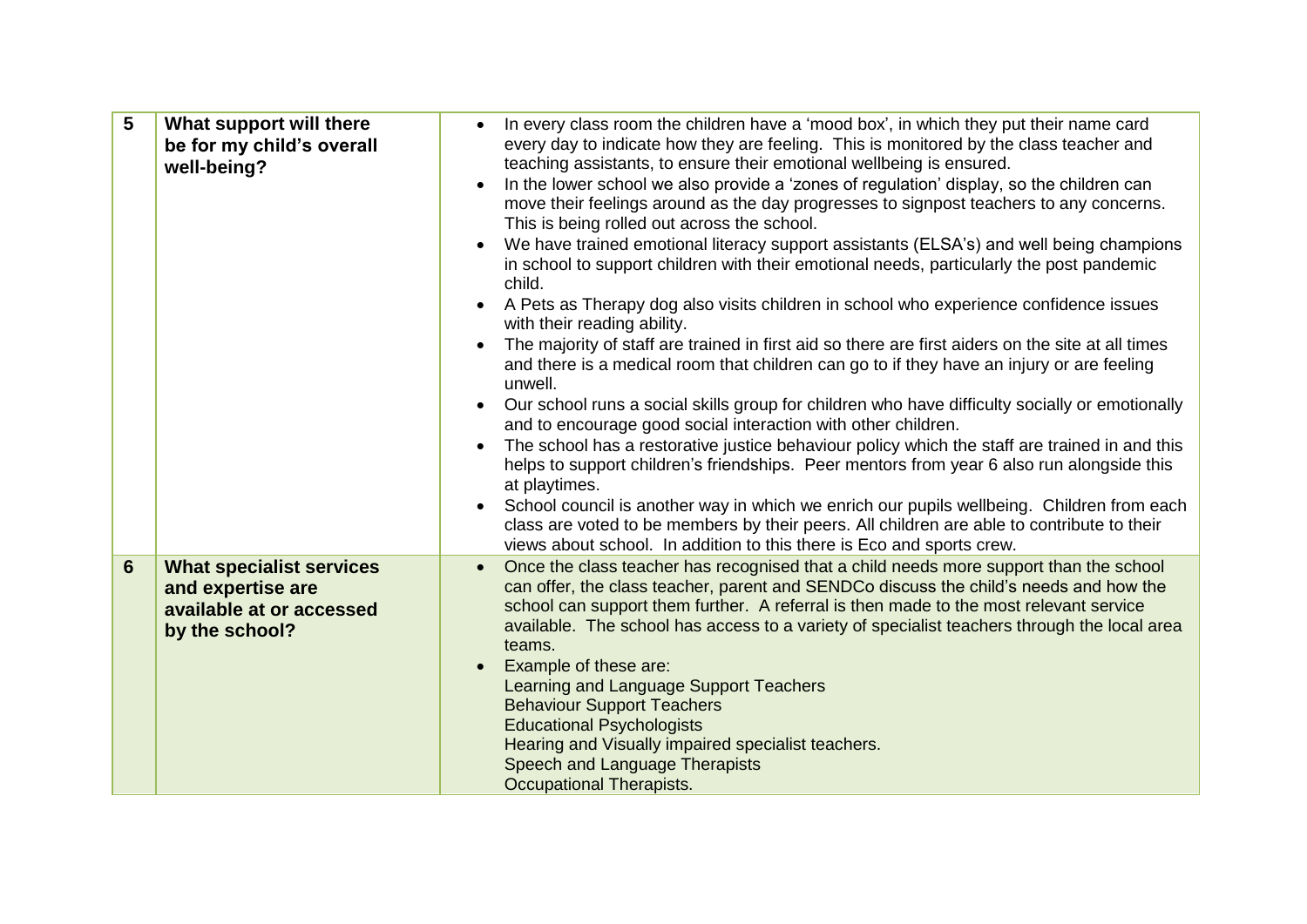| | | |
|---|---|---|
| **5** | **What support will there be for my child's overall well-being?** | • In every class room the children have a 'mood box', in which they put their name card every day to indicate how they are feeling. This is monitored by the class teacher and teaching assistants, to ensure their emotional wellbeing is ensured.<br>• In the lower school we also provide a 'zones of regulation' display, so the children can move their feelings around as the day progresses to signpost teachers to any concerns. This is being rolled out across the school.<br>• We have trained emotional literacy support assistants (ELSA's) and well being champions in school to support children with their emotional needs, particularly the post pandemic child.<br>• A Pets as Therapy dog also visits children in school who experience confidence issues with their reading ability.<br>• The majority of staff are trained in first aid so there are first aiders on the site at all times and there is a medical room that children can go to if they have an injury or are feeling unwell.<br>• Our school runs a social skills group for children who have difficulty socially or emotionally and to encourage good social interaction with other children.<br>• The school has a restorative justice behaviour policy which the staff are trained in and this helps to support children's friendships. Peer mentors from year 6 also run alongside this at playtimes.<br>• School council is another way in which we enrich our pupils wellbeing. Children from each class are voted to be members by their peers. All children are able to contribute to their views about school. In addition to this there is Eco and sports crew. |
| **6** | **What specialist services and expertise are available at or accessed by the school?** | • Once the class teacher has recognised that a child needs more support than the school can offer, the class teacher, parent and SENDCo discuss the child's needs and how the school can support them further. A referral is then made to the most relevant service available. The school has access to a variety of specialist teachers through the local area teams.<br>• Example of these are:<br>Learning and Language Support Teachers<br>Behaviour Support Teachers<br>Educational Psychologists<br>Hearing and Visually impaired specialist teachers.<br>Speech and Language Therapists<br>Occupational Therapists. |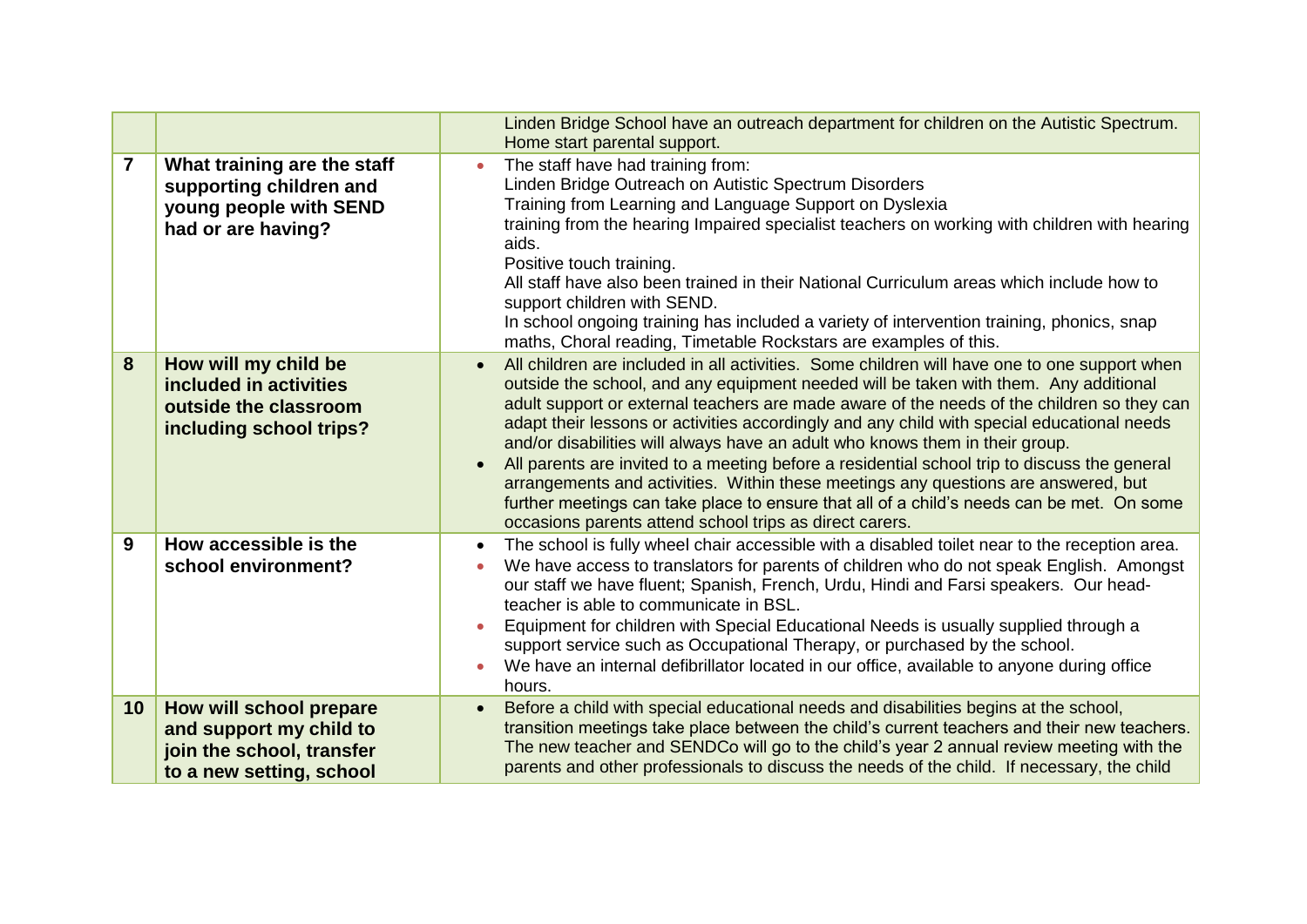|  |  |  |
|---|---|---|
|  |  | Linden Bridge School have an outreach department for children on the Autistic Spectrum.<br>Home start parental support. |
| **7** | **What training are the staff supporting children and young people with SEND had or are having?** | • The staff have had training from:<br>Linden Bridge Outreach on Autistic Spectrum Disorders<br>Training from Learning and Language Support on Dyslexia<br>training from the hearing Impaired specialist teachers on working with children with hearing aids.<br>Positive touch training.<br>All staff have also been trained in their National Curriculum areas which include how to support children with SEND.<br>In school ongoing training has included a variety of intervention training, phonics, snap maths, Choral reading, Timetable Rockstars are examples of this. |
| **8** | **How will my child be included in activities outside the classroom including school trips?** | • All children are included in all activities. Some children will have one to one support when outside the school, and any equipment needed will be taken with them. Any additional adult support or external teachers are made aware of the needs of the children so they can adapt their lessons or activities accordingly and any child with special educational needs and/or disabilities will always have an adult who knows them in their group.<br>• All parents are invited to a meeting before a residential school trip to discuss the general arrangements and activities. Within these meetings any questions are answered, but further meetings can take place to ensure that all of a child's needs can be met. On some occasions parents attend school trips as direct carers. |
| **9** | **How accessible is the school environment?** | • The school is fully wheel chair accessible with a disabled toilet near to the reception area.<br>• We have access to translators for parents of children who do not speak English. Amongst our staff we have fluent; Spanish, French, Urdu, Hindi and Farsi speakers. Our head-teacher is able to communicate in BSL.<br>• Equipment for children with Special Educational Needs is usually supplied through a support service such as Occupational Therapy, or purchased by the school.<br>• We have an internal defibrillator located in our office, available to anyone during office hours. |
| **10** | **How will school prepare and support my child to join the school, transfer to a new setting, school** | • Before a child with special educational needs and disabilities begins at the school, transition meetings take place between the child's current teachers and their new teachers. The new teacher and SENDCo will go to the child's year 2 annual review meeting with the parents and other professionals to discuss the needs of the child. If necessary, the child |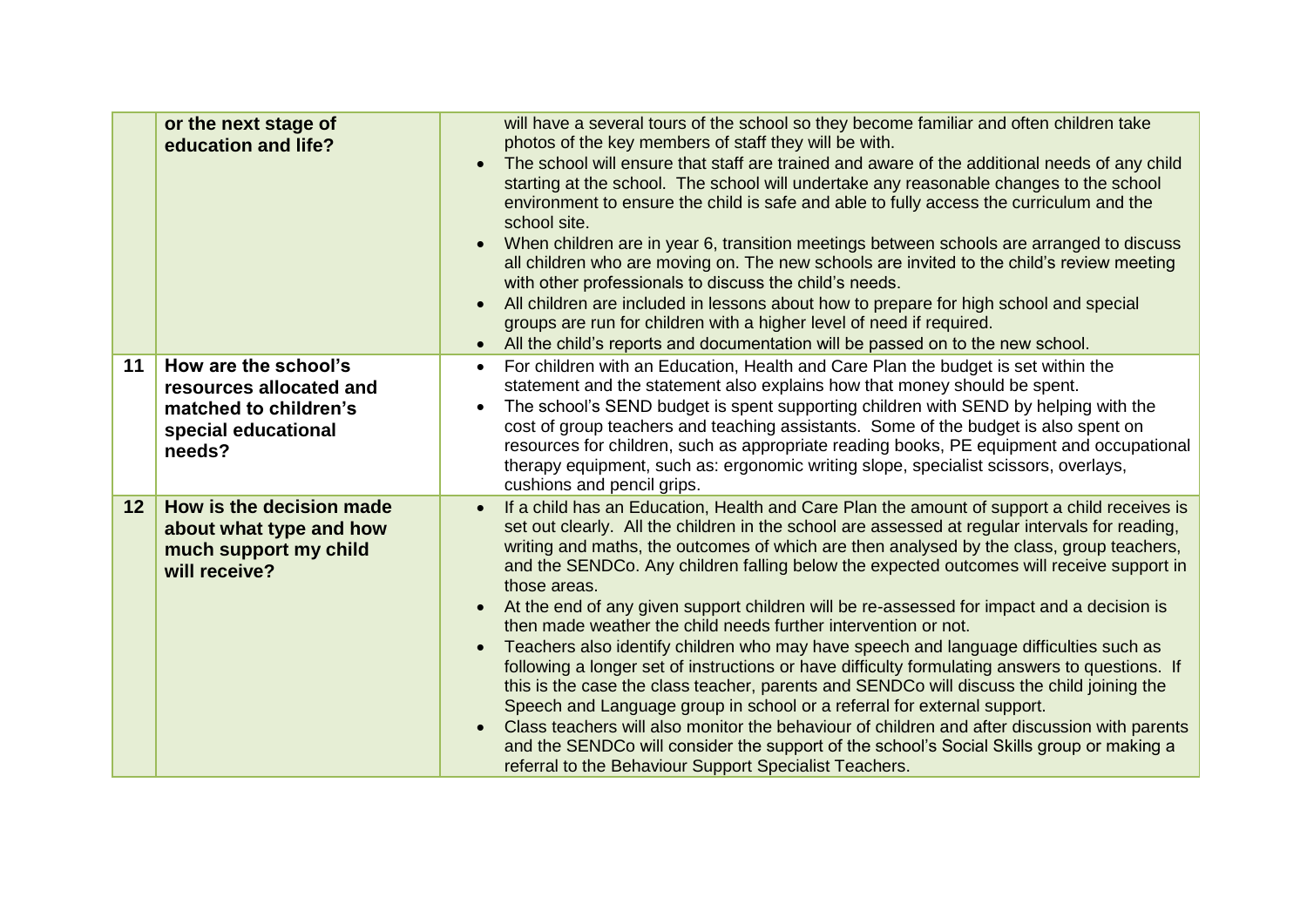|  |  |  |
| --- | --- | --- |
|  | **or the next stage of education and life?** | will have a several tours of the school so they become familiar and often children take photos of the key members of staff they will be with.<br>• The school will ensure that staff are trained and aware of the additional needs of any child starting at the school. The school will undertake any reasonable changes to the school environment to ensure the child is safe and able to fully access the curriculum and the school site.<br>• When children are in year 6, transition meetings between schools are arranged to discuss all children who are moving on. The new schools are invited to the child's review meeting with other professionals to discuss the child's needs.<br>• All children are included in lessons about how to prepare for high school and special groups are run for children with a higher level of need if required.<br>• All the child's reports and documentation will be passed on to the new school. |
| **11** | **How are the school's resources allocated and matched to children's special educational needs?** | • For children with an Education, Health and Care Plan the budget is set within the statement and the statement also explains how that money should be spent.<br>• The school's SEND budget is spent supporting children with SEND by helping with the cost of group teachers and teaching assistants. Some of the budget is also spent on resources for children, such as appropriate reading books, PE equipment and occupational therapy equipment, such as: ergonomic writing slope, specialist scissors, overlays, cushions and pencil grips. |
| **12** | **How is the decision made about what type and how much support my child will receive?** | • If a child has an Education, Health and Care Plan the amount of support a child receives is set out clearly. All the children in the school are assessed at regular intervals for reading, writing and maths, the outcomes of which are then analysed by the class, group teachers, and the SENDCo. Any children falling below the expected outcomes will receive support in those areas.<br>• At the end of any given support children will be re-assessed for impact and a decision is then made weather the child needs further intervention or not.<br>• Teachers also identify children who may have speech and language difficulties such as following a longer set of instructions or have difficulty formulating answers to questions. If this is the case the class teacher, parents and SENDCo will discuss the child joining the Speech and Language group in school or a referral for external support.<br>• Class teachers will also monitor the behaviour of children and after discussion with parents and the SENDCo will consider the support of the school's Social Skills group or making a referral to the Behaviour Support Specialist Teachers. |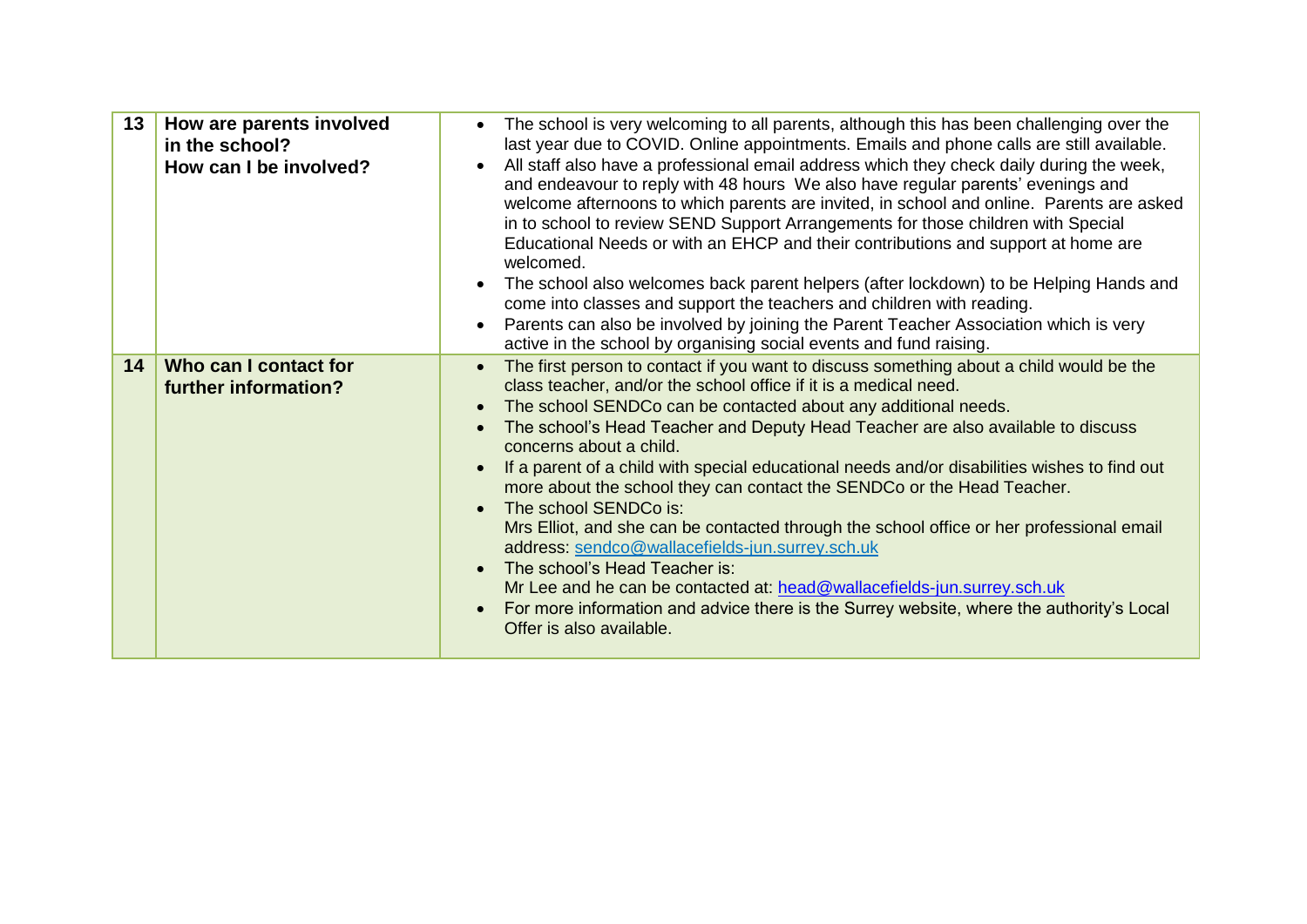| | | |
|---|---|---|
| **13** | **How are parents involved in the school?**<br>**How can I be involved?** | • The school is very welcoming to all parents, although this has been challenging over the last year due to COVID. Online appointments. Emails and phone calls are still available.<br>• All staff also have a professional email address which they check daily during the week, and endeavour to reply with 48 hours  We also have regular parents' evenings and welcome afternoons to which parents are invited, in school and online.  Parents are asked in to school to review SEND Support Arrangements for those children with Special Educational Needs or with an EHCP and their contributions and support at home are welcomed.<br>• The school also welcomes back parent helpers (after lockdown) to be Helping Hands and come into classes and support the teachers and children with reading.<br>• Parents can also be involved by joining the Parent Teacher Association which is very active in the school by organising social events and fund raising. |
| **14** | **Who can I contact for further information?** | • The first person to contact if you want to discuss something about a child would be the class teacher, and/or the school office if it is a medical need.<br>• The school SENDCo can be contacted about any additional needs.<br>• The school's Head Teacher and Deputy Head Teacher are also available to discuss concerns about a child.<br>• If a parent of a child with special educational needs and/or disabilities wishes to find out more about the school they can contact the SENDCo or the Head Teacher.<br>• The school SENDCo is:<br>Mrs Elliot, and she can be contacted through the school office or her professional email address: sendco@wallacefields-jun.surrey.sch.uk<br>• The school's Head Teacher is:<br>Mr Lee and he can be contacted at: head@wallacefields-jun.surrey.sch.uk<br>• For more information and advice there is the Surrey website, where the authority's Local Offer is also available. |